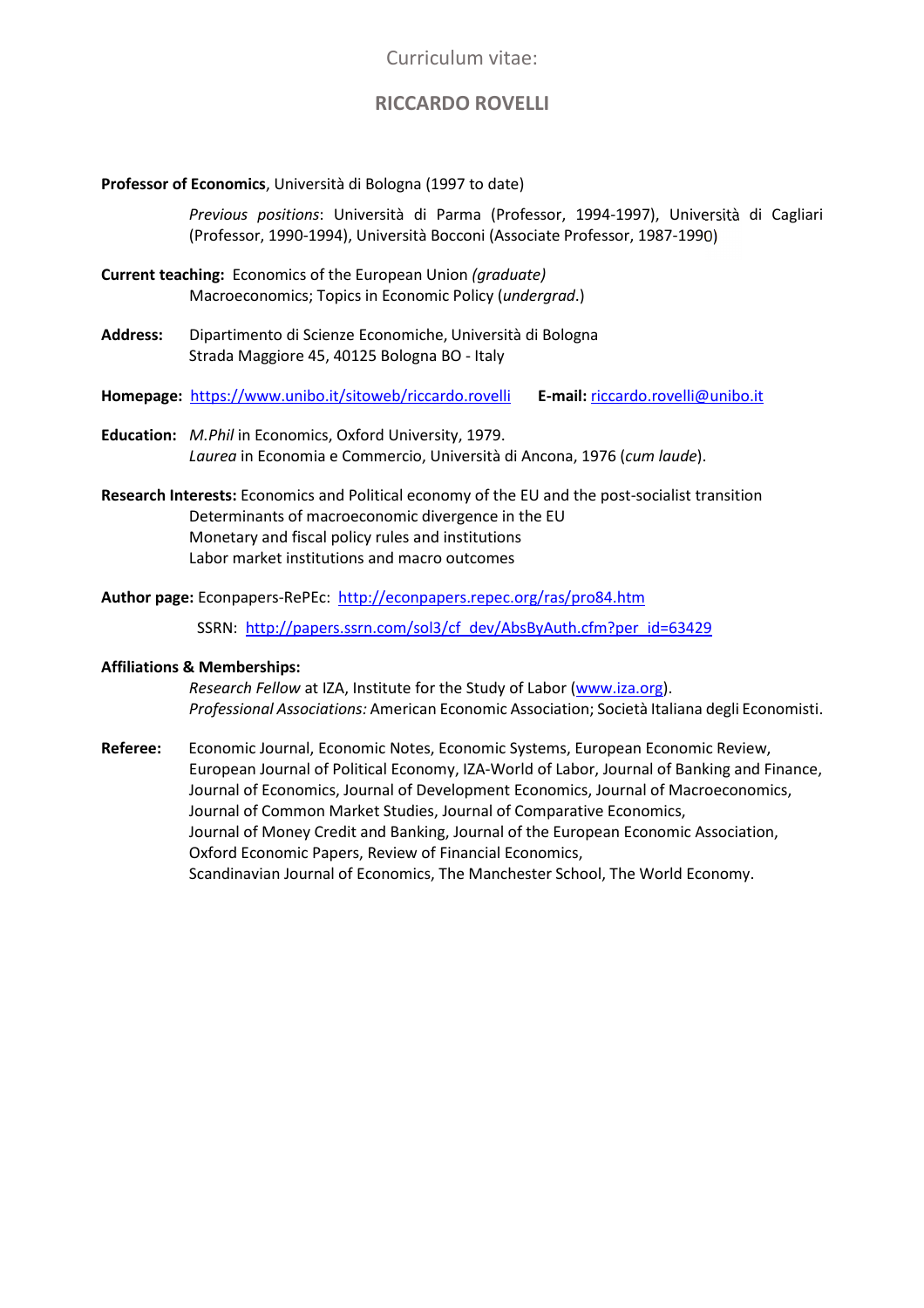# Curriculum vitae:

## RICCARDO ROVELLI

**Professor of Economics**, Università di Bologna (1997 to date)

*Previous positions*: Università di Parma (Professor, 1994-1997), Università di Cagliari (Professor, 1990-1994), Università Bocconi (Associate Professor, 1987-1990)

**Current teaching:** Economics of the European Union *(graduate)*
Macroeconomics; Topics in Economic Policy (*undergrad.*)

**Address:** Dipartimento di Scienze Economiche, Università di Bologna
Strada Maggiore 45, 40125 Bologna BO - Italy

**Homepage:** [https://www.unibo.it/sitoweb/riccardo.rovelli](https://www.unibo.it/sitoweb/riccardo.rovelli) **E-mail:** [riccardo.rovelli@unibo.it](mailto:riccardo.rovelli@unibo.it)

**Education:** *M.Phil* in Economics, Oxford University, 1979.
*Laurea* in Economia e Commercio, Università di Ancona, 1976 (*cum laude*).

**Research Interests:** Economics and Political economy of the EU and the post-socialist transition
Determinants of macroeconomic divergence in the EU
Monetary and fiscal policy rules and institutions
Labor market institutions and macro outcomes

**Author page:** Econpapers-RePEc: [http://econpapers.repec.org/ras/pro84.htm](http://econpapers.repec.org/ras/pro84.htm)

SSRN: [http://papers.ssrn.com/sol3/cf_dev/AbsByAuth.cfm?per_id=63429](http://papers.ssrn.com/sol3/cf_dev/AbsByAuth.cfm?per_id=63429)

**Affiliations & Memberships:**

*Research Fellow* at IZA, Institute for the Study of Labor ([www.iza.org](http://www.iza.org)).
*Professional Associations:* American Economic Association; Società Italiana degli Economisti.

**Referee:** Economic Journal, Economic Notes, Economic Systems, European Economic Review, European Journal of Political Economy, IZA-World of Labor, Journal of Banking and Finance, Journal of Economics, Journal of Development Economics, Journal of Macroeconomics, Journal of Common Market Studies, Journal of Comparative Economics, Journal of Money Credit and Banking, Journal of the European Economic Association, Oxford Economic Papers, Review of Financial Economics, Scandinavian Journal of Economics, The Manchester School, The World Economy.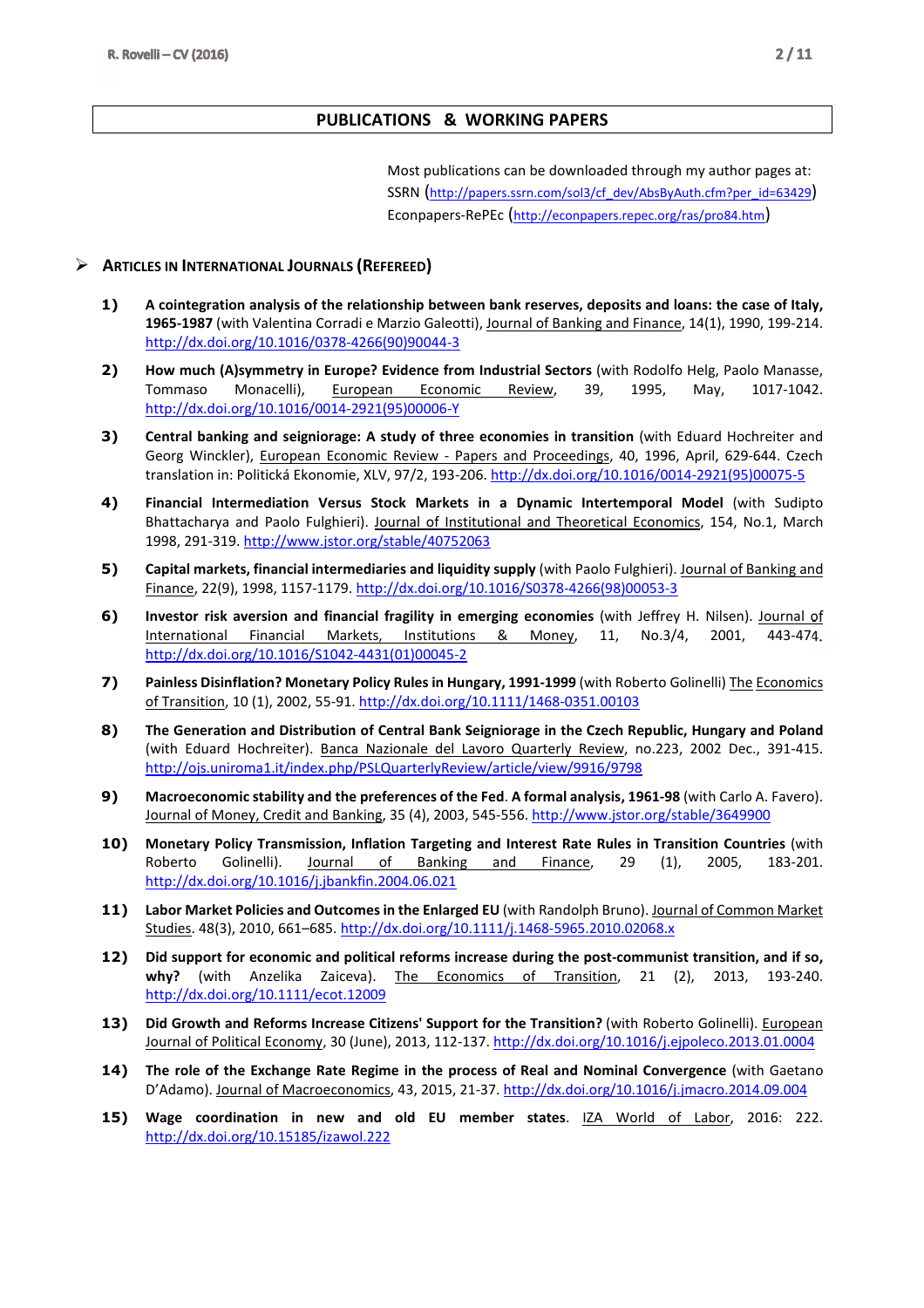## PUBLICATIONS & WORKING PAPERS

Most publications can be downloaded through my author pages at:
SSRN (http://papers.ssrn.com/sol3/cf_dev/AbsByAuth.cfm?per_id=63429)
Econpapers-RePEc (http://econpapers.repec.org/ras/pro84.htm)

### ➢ ARTICLES IN INTERNATIONAL JOURNALS (REFEREED)

1) **A cointegration analysis of the relationship between bank reserves, deposits and loans: the case of Italy, 1965-1987** (with Valentina Corradi e Marzio Galeotti), Journal of Banking and Finance, 14(1), 1990, 199-214. http://dx.doi.org/10.1016/0378-4266(90)90044-3

2) **How much (A)symmetry in Europe? Evidence from Industrial Sectors** (with Rodolfo Helg, Paolo Manasse, Tommaso Monacelli), European Economic Review, 39, 1995, May, 1017-1042. http://dx.doi.org/10.1016/0014-2921(95)00006-Y

3) **Central banking and seigniorage: A study of three economies in transition** (with Eduard Hochreiter and Georg Winckler), European Economic Review - Papers and Proceedings, 40, 1996, April, 629-644. Czech translation in: Politická Ekonomie, XLV, 97/2, 193-206. http://dx.doi.org/10.1016/0014-2921(95)00075-5

4) **Financial Intermediation Versus Stock Markets in a Dynamic Intertemporal Model** (with Sudipto Bhattacharya and Paolo Fulghieri). Journal of Institutional and Theoretical Economics, 154, No.1, March 1998, 291-319. http://www.jstor.org/stable/40752063

5) **Capital markets, financial intermediaries and liquidity supply** (with Paolo Fulghieri). Journal of Banking and Finance, 22(9), 1998, 1157-1179. http://dx.doi.org/10.1016/S0378-4266(98)00053-3

6) **Investor risk aversion and financial fragility in emerging economies** (with Jeffrey H. Nilsen). Journal of International Financial Markets, Institutions & Money, 11, No.3/4, 2001, 443-474. http://dx.doi.org/10.1016/S1042-4431(01)00045-2

7) **Painless Disinflation? Monetary Policy Rules in Hungary, 1991-1999** (with Roberto Golinelli) The Economics of Transition, 10 (1), 2002, 55-91. http://dx.doi.org/10.1111/1468-0351.00103

8) **The Generation and Distribution of Central Bank Seigniorage in the Czech Republic, Hungary and Poland** (with Eduard Hochreiter). Banca Nazionale del Lavoro Quarterly Review, no.223, 2002 Dec., 391-415. http://ojs.uniroma1.it/index.php/PSLQuarterlyReview/article/view/9916/9798

9) **Macroeconomic stability and the preferences of the Fed. A formal analysis, 1961-98** (with Carlo A. Favero). Journal of Money, Credit and Banking, 35 (4), 2003, 545-556. http://www.jstor.org/stable/3649900

10) **Monetary Policy Transmission, Inflation Targeting and Interest Rate Rules in Transition Countries** (with Roberto Golinelli). Journal of Banking and Finance, 29 (1), 2005, 183-201. http://dx.doi.org/10.1016/j.jbankfin.2004.06.021

11) **Labor Market Policies and Outcomes in the Enlarged EU** (with Randolph Bruno). Journal of Common Market Studies. 48(3), 2010, 661–685. http://dx.doi.org/10.1111/j.1468-5965.2010.02068.x

12) **Did support for economic and political reforms increase during the post-communist transition, and if so, why?** (with Anzelika Zaiceva). The Economics of Transition, 21 (2), 2013, 193-240. http://dx.doi.org/10.1111/ecot.12009

13) **Did Growth and Reforms Increase Citizens' Support for the Transition?** (with Roberto Golinelli). European Journal of Political Economy, 30 (June), 2013, 112-137. http://dx.doi.org/10.1016/j.ejpoleco.2013.01.0004

14) **The role of the Exchange Rate Regime in the process of Real and Nominal Convergence** (with Gaetano D'Adamo). Journal of Macroeconomics, 43, 2015, 21-37. http://dx.doi.org/10.1016/j.jmacro.2014.09.004

15) **Wage coordination in new and old EU member states**. IZA World of Labor, 2016: 222. http://dx.doi.org/10.15185/izawol.222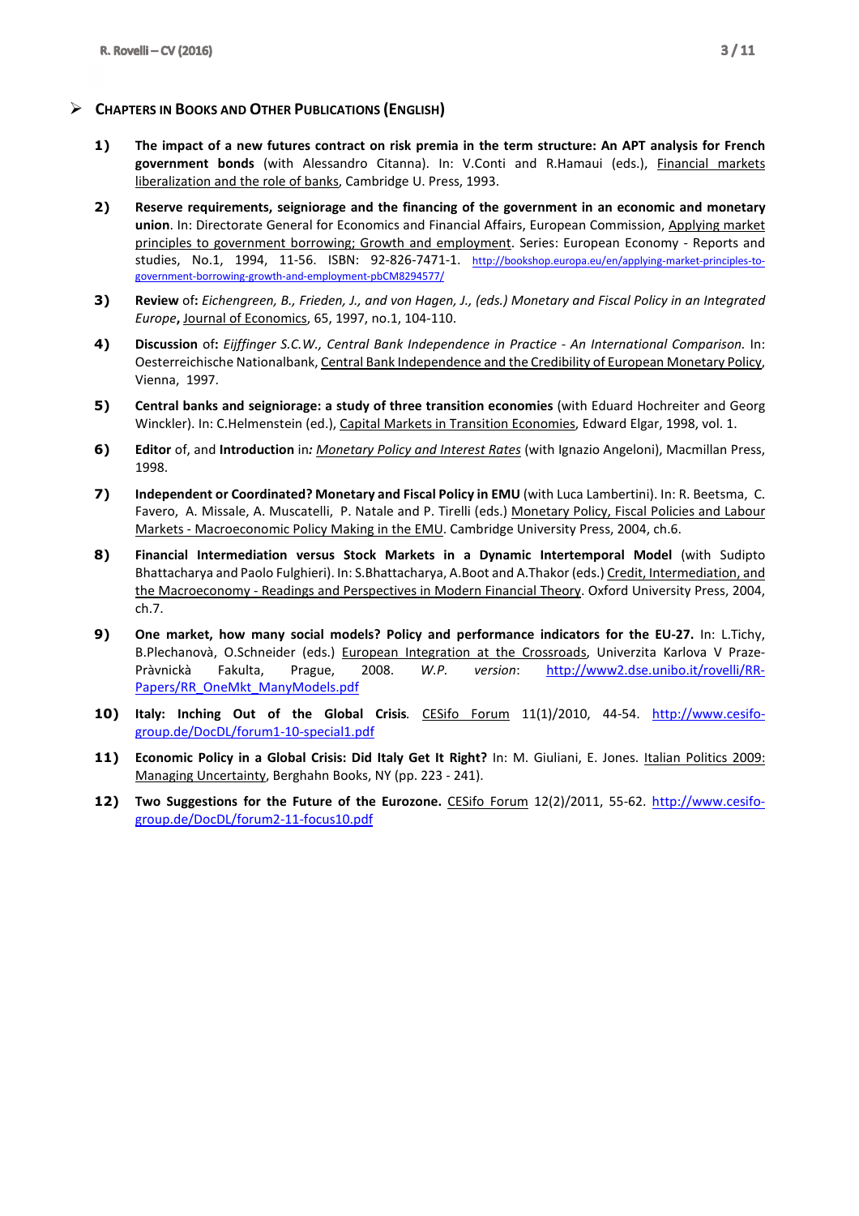## Chapters in Books and Other Publications (English)

1) **The impact of a new futures contract on risk premia in the term structure: An APT analysis for French government bonds** (with Alessandro Citanna). In: V.Conti and R.Hamaui (eds.), Financial markets liberalization and the role of banks, Cambridge U. Press, 1993.

2) **Reserve requirements, seigniorage and the financing of the government in an economic and monetary union**. In: Directorate General for Economics and Financial Affairs, European Commission, Applying market principles to government borrowing; Growth and employment. Series: European Economy - Reports and studies, No.1, 1994, 11-56. ISBN: 92-826-7471-1. http://bookshop.europa.eu/en/applying-market-principles-to-government-borrowing-growth-and-employment-pbCM8294577/

3) **Review** of: *Eichengreen, B., Frieden, J., and von Hagen, J., (eds.) Monetary and Fiscal Policy in an Integrated Europe*, Journal of Economics, 65, 1997, no.1, 104-110.

4) **Discussion** of: *Eijffinger S.C.W., Central Bank Independence in Practice - An International Comparison.* In: Oesterreichische Nationalbank, Central Bank Independence and the Credibility of European Monetary Policy, Vienna, 1997.

5) **Central banks and seigniorage: a study of three transition economies** (with Eduard Hochreiter and Georg Winckler). In: C.Helmenstein (ed.), Capital Markets in Transition Economies, Edward Elgar, 1998, vol. 1.

6) **Editor** of, and **Introduction** in*: Monetary Policy and Interest Rates* (with Ignazio Angeloni), Macmillan Press, 1998.

7) **Independent or Coordinated? Monetary and Fiscal Policy in EMU** (with Luca Lambertini). In: R. Beetsma, C. Favero, A. Missale, A. Muscatelli, P. Natale and P. Tirelli (eds.) Monetary Policy, Fiscal Policies and Labour Markets - Macroeconomic Policy Making in the EMU. Cambridge University Press, 2004, ch.6.

8) **Financial Intermediation versus Stock Markets in a Dynamic Intertemporal Model** (with Sudipto Bhattacharya and Paolo Fulghieri). In: S.Bhattacharya, A.Boot and A.Thakor (eds.) Credit, Intermediation, and the Macroeconomy - Readings and Perspectives in Modern Financial Theory. Oxford University Press, 2004, ch.7.

9) **One market, how many social models? Policy and performance indicators for the EU-27.** In: L.Tichy, B.Plechanovà, O.Schneider (eds.) European Integration at the Crossroads, Univerzita Karlova V Praze-Pràvnickà Fakulta, Prague, 2008. *W.P. version*: http://www2.dse.unibo.it/rovelli/RR-Papers/RR_OneMkt_ManyModels.pdf

10) **Italy: Inching Out of the Global Crisis**. CESifo Forum 11(1)/2010, 44-54. http://www.cesifo-group.de/DocDL/forum1-10-special1.pdf

11) **Economic Policy in a Global Crisis: Did Italy Get It Right?** In: M. Giuliani, E. Jones. Italian Politics 2009: Managing Uncertainty, Berghahn Books, NY (pp. 223 - 241).

12) **Two Suggestions for the Future of the Eurozone.** CESifo Forum 12(2)/2011, 55-62. http://www.cesifo-group.de/DocDL/forum2-11-focus10.pdf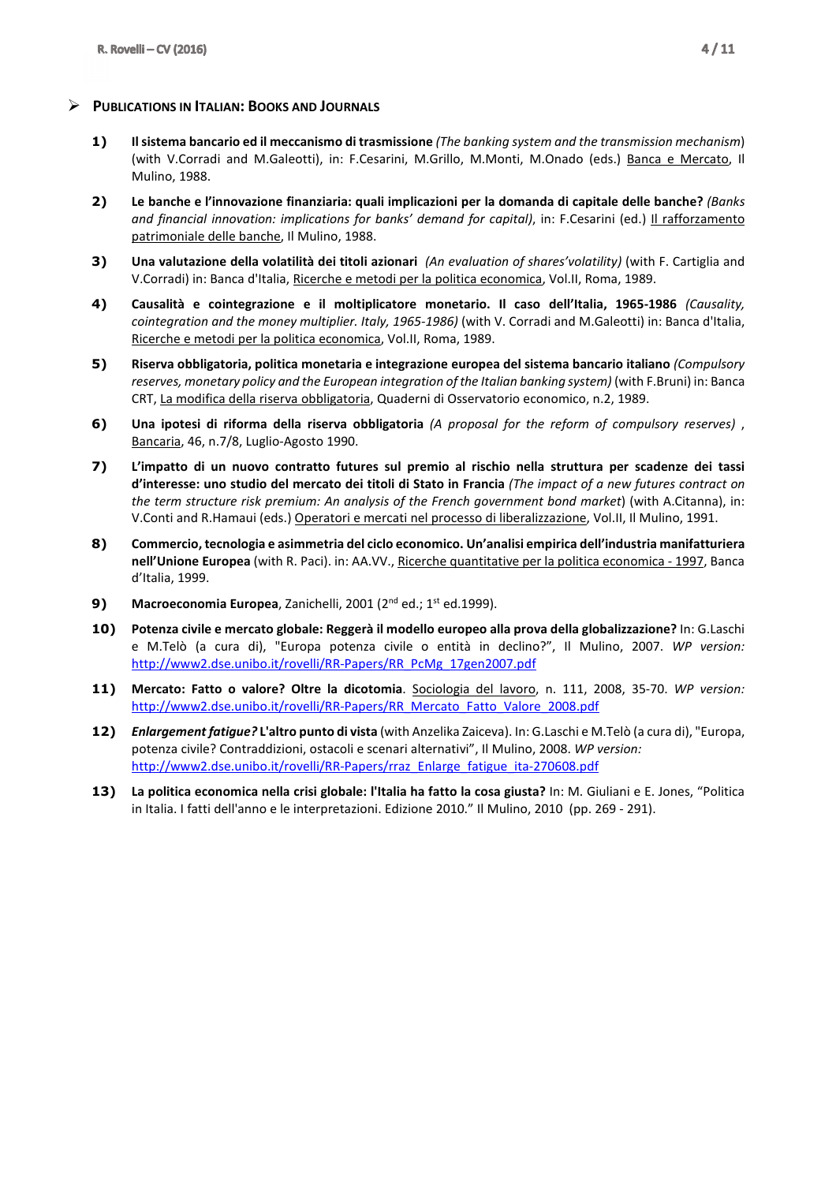## Publications in Italian: Books and Journals

1) **Il sistema bancario ed il meccanismo di trasmissione** *(The banking system and the transmission mechanism*) (with V.Corradi and M.Galeotti), in: F.Cesarini, M.Grillo, M.Monti, M.Onado (eds.) Banca e Mercato, Il Mulino, 1988.

2) **Le banche e l'innovazione finanziaria: quali implicazioni per la domanda di capitale delle banche?** *(Banks and financial innovation: implications for banks' demand for capital)*, in: F.Cesarini (ed.) Il rafforzamento patrimoniale delle banche, Il Mulino, 1988.

3) **Una valutazione della volatilità dei titoli azionari** *(An evaluation of shares'volatility)* (with F. Cartiglia and V.Corradi) in: Banca d'Italia, Ricerche e metodi per la politica economica, Vol.II, Roma, 1989.

4) **Causalità e cointegrazione e il moltiplicatore monetario. Il caso dell'Italia, 1965-1986** *(Causality, cointegration and the money multiplier. Italy, 1965-1986)* (with V. Corradi and M.Galeotti) in: Banca d'Italia, Ricerche e metodi per la politica economica, Vol.II, Roma, 1989.

5) **Riserva obbligatoria, politica monetaria e integrazione europea del sistema bancario italiano** *(Compulsory reserves, monetary policy and the European integration of the Italian banking system)* (with F.Bruni) in: Banca CRT, La modifica della riserva obbligatoria, Quaderni di Osservatorio economico, n.2, 1989.

6) **Una ipotesi di riforma della riserva obbligatoria** *(A proposal for the reform of compulsory reserves)* , Bancaria, 46, n.7/8, Luglio-Agosto 1990.

7) **L'impatto di un nuovo contratto futures sul premio al rischio nella struttura per scadenze dei tassi d'interesse: uno studio del mercato dei titoli di Stato in Francia** *(The impact of a new futures contract on the term structure risk premium: An analysis of the French government bond market*) (with A.Citanna), in: V.Conti and R.Hamaui (eds.) Operatori e mercati nel processo di liberalizzazione, Vol.II, Il Mulino, 1991.

8) **Commercio, tecnologia e asimmetria del ciclo economico. Un'analisi empirica dell'industria manifatturiera nell'Unione Europea** (with R. Paci). in: AA.VV., Ricerche quantitative per la politica economica - 1997, Banca d'Italia, 1999.

9) **Macroeconomia Europea**, Zanichelli, 2001 (2nd ed.; 1st ed.1999).

10) **Potenza civile e mercato globale: Reggerà il modello europeo alla prova della globalizzazione?** In: G.Laschi e M.Telò (a cura di), "Europa potenza civile o entità in declino?", Il Mulino, 2007. *WP version:* http://www2.dse.unibo.it/rovelli/RR-Papers/RR_PcMg_17gen2007.pdf

11) **Mercato: Fatto o valore? Oltre la dicotomia**. Sociologia del lavoro, n. 111, 2008, 35-70. *WP version:* http://www2.dse.unibo.it/rovelli/RR-Papers/RR_Mercato_Fatto_Valore_2008.pdf

12) ***Enlargement fatigue?* L'altro punto di vista** (with Anzelika Zaiceva). In: G.Laschi e M.Telò (a cura di), "Europa, potenza civile? Contraddizioni, ostacoli e scenari alternativi", Il Mulino, 2008. *WP version:* http://www2.dse.unibo.it/rovelli/RR-Papers/rraz_Enlarge_fatigue_ita-270608.pdf

13) **La politica economica nella crisi globale: l'Italia ha fatto la cosa giusta?** In: M. Giuliani e E. Jones, "Politica in Italia. I fatti dell'anno e le interpretazioni. Edizione 2010." Il Mulino, 2010 (pp. 269 - 291).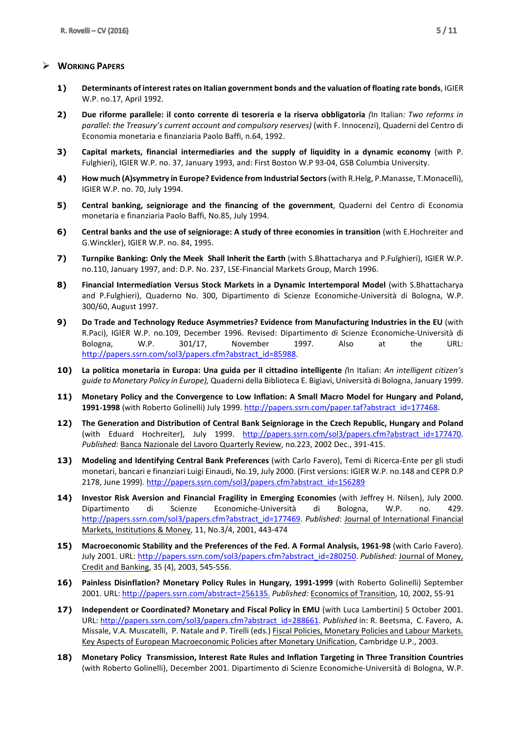## WORKING PAPERS

1) **Determinants of interest rates on Italian government bonds and the valuation of floating rate bonds**, IGIER W.P. no.17, April 1992.

2) **Due riforme parallele: il conto corrente di tesoreria e la riserva obbligatoria** *(In Italian: Two reforms in parallel: the Treasury's current account and compulsory reserves)* (with F. Innocenzi), Quaderni del Centro di Economia monetaria e finanziaria Paolo Baffi, n.64, 1992.

3) **Capital markets, financial intermediaries and the supply of liquidity in a dynamic economy** (with P. Fulghieri), IGIER W.P. no. 37, January 1993, and: First Boston W.P 93-04, GSB Columbia University.

4) **How much (A)symmetry in Europe? Evidence from Industrial Sectors** (with R.Helg, P.Manasse, T.Monacelli), IGIER W.P. no. 70, July 1994.

5) **Central banking, seigniorage and the financing of the government**, Quaderni del Centro di Economia monetaria e finanziaria Paolo Baffi, No.85, July 1994.

6) **Central banks and the use of seigniorage: A study of three economies in transition** (with E.Hochreiter and G.Winckler), IGIER W.P. no. 84, 1995.

7) **Turnpike Banking: Only the Meek Shall Inherit the Earth** (with S.Bhattacharya and P.Fulghieri), IGIER W.P. no.110, January 1997, and: D.P. No. 237, LSE-Financial Markets Group, March 1996.

8) **Financial Intermediation Versus Stock Markets in a Dynamic Intertemporal Model** (with S.Bhattacharya and P.Fulghieri), Quaderno No. 300, Dipartimento di Scienze Economiche-Università di Bologna, W.P. 300/60, August 1997.

9) **Do Trade and Technology Reduce Asymmetries? Evidence from Manufacturing Industries in the EU** (with R.Paci), IGIER W.P. no.109, December 1996. Revised: Dipartimento di Scienze Economiche-Università di Bologna, W.P. 301/17, November 1997. Also at the URL: http://papers.ssrn.com/sol3/papers.cfm?abstract_id=85988.

10) **La politica monetaria in Europa: Una guida per il cittadino intelligente** *(In Italian: An intelligent citizen's guide to Monetary Policy in Europe),* Quaderni della Biblioteca E. Bigiavi, Università di Bologna, January 1999.

11) **Monetary Policy and the Convergence to Low Inflation: A Small Macro Model for Hungary and Poland, 1991-1998** (with Roberto Golinelli) July 1999. http://papers.ssrn.com/paper.taf?abstract_id=177468.

12) **The Generation and Distribution of Central Bank Seigniorage in the Czech Republic, Hungary and Poland** (with Eduard Hochreiter), July 1999. http://papers.ssrn.com/sol3/papers.cfm?abstract_id=177470. *Published:* Banca Nazionale del Lavoro Quarterly Review, no.223, 2002 Dec., 391-415.

13) **Modeling and Identifying Central Bank Preferences** (with Carlo Favero), Temi di Ricerca-Ente per gli studi monetari, bancari e finanziari Luigi Einaudi, No.19, July 2000. (First versions: IGIER W.P. no.148 and CEPR D.P 2178, June 1999). http://papers.ssrn.com/sol3/papers.cfm?abstract_id=156289

14) **Investor Risk Aversion and Financial Fragility in Emerging Economies** (with Jeffrey H. Nilsen), July 2000. Dipartimento di Scienze Economiche-Università di Bologna, W.P. no. 429. http://papers.ssrn.com/sol3/papers.cfm?abstract_id=177469. *Published*: Journal of International Financial Markets, Institutions & Money, 11, No.3/4, 2001, 443-474

15) **Macroeconomic Stability and the Preferences of the Fed. A Formal Analysis, 1961-98** (with Carlo Favero). July 2001. URL: http://papers.ssrn.com/sol3/papers.cfm?abstract_id=280250. *Published:* Journal of Money, Credit and Banking, 35 (4), 2003, 545-556.

16) **Painless Disinflation? Monetary Policy Rules in Hungary, 1991-1999** (with Roberto Golinelli) September 2001. URL: http://papers.ssrn.com/abstract=256135. *Published:* Economics of Transition, 10, 2002, 55-91

17) **Independent or Coordinated? Monetary and Fiscal Policy in EMU** (with Luca Lambertini) 5 October 2001. URL: http://papers.ssrn.com/sol3/papers.cfm?abstract_id=288661. *Published* in: R. Beetsma, C. Favero, A. Missale, V.A. Muscatelli, P. Natale and P. Tirelli (eds.) Fiscal Policies, Monetary Policies and Labour Markets. Key Aspects of European Macroeconomic Policies after Monetary Unification, Cambridge U.P., 2003.

18) **Monetary Policy Transmission, Interest Rate Rules and Inflation Targeting in Three Transition Countries** (with Roberto Golinelli), December 2001. Dipartimento di Scienze Economiche-Università di Bologna, W.P.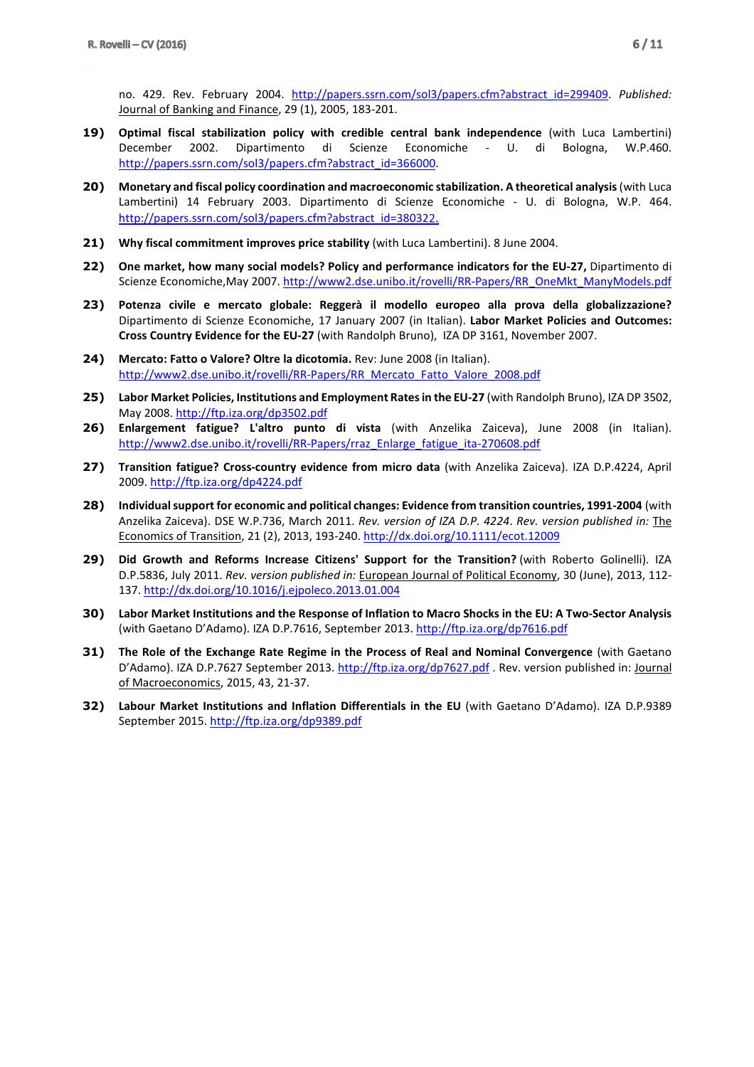no. 429. Rev. February 2004. http://papers.ssrn.com/sol3/papers.cfm?abstract_id=299409. *Published:* Journal of Banking and Finance, 29 (1), 2005, 183-201.

19) **Optimal fiscal stabilization policy with credible central bank independence** (with Luca Lambertini) December 2002. Dipartimento di Scienze Economiche - U. di Bologna, W.P.460. http://papers.ssrn.com/sol3/papers.cfm?abstract_id=366000.

20) **Monetary and fiscal policy coordination and macroeconomic stabilization. A theoretical analysis** (with Luca Lambertini) 14 February 2003. Dipartimento di Scienze Economiche - U. di Bologna, W.P. 464. http://papers.ssrn.com/sol3/papers.cfm?abstract_id=380322.

21) **Why fiscal commitment improves price stability** (with Luca Lambertini). 8 June 2004.

22) **One market, how many social models? Policy and performance indicators for the EU-27,** Dipartimento di Scienze Economiche,May 2007. http://www2.dse.unibo.it/rovelli/RR-Papers/RR_OneMkt_ManyModels.pdf

23) **Potenza civile e mercato globale: Reggerà il modello europeo alla prova della globalizzazione?** Dipartimento di Scienze Economiche, 17 January 2007 (in Italian). **Labor Market Policies and Outcomes: Cross Country Evidence for the EU-27** (with Randolph Bruno), IZA DP 3161, November 2007.

24) **Mercato: Fatto o Valore? Oltre la dicotomia.** Rev: June 2008 (in Italian). http://www2.dse.unibo.it/rovelli/RR-Papers/RR_Mercato_Fatto_Valore_2008.pdf

25) **Labor Market Policies, Institutions and Employment Rates in the EU-27** (with Randolph Bruno), IZA DP 3502, May 2008. http://ftp.iza.org/dp3502.pdf

26) **Enlargement fatigue? L'altro punto di vista** (with Anzelika Zaiceva), June 2008 (in Italian). http://www2.dse.unibo.it/rovelli/RR-Papers/rraz_Enlarge_fatigue_ita-270608.pdf

27) **Transition fatigue? Cross-country evidence from micro data** (with Anzelika Zaiceva). IZA D.P.4224, April 2009. http://ftp.iza.org/dp4224.pdf

28) **Individual support for economic and political changes: Evidence from transition countries, 1991-2004** (with Anzelika Zaiceva). DSE W.P.736, March 2011. *Rev. version of IZA D.P. 4224*. *Rev. version published in:* The Economics of Transition, 21 (2), 2013, 193-240. http://dx.doi.org/10.1111/ecot.12009

29) **Did Growth and Reforms Increase Citizens' Support for the Transition?** (with Roberto Golinelli). IZA D.P.5836, July 2011. *Rev. version published in:* European Journal of Political Economy, 30 (June), 2013, 112-137. http://dx.doi.org/10.1016/j.ejpoleco.2013.01.004

30) **Labor Market Institutions and the Response of Inflation to Macro Shocks in the EU: A Two-Sector Analysis** (with Gaetano D'Adamo). IZA D.P.7616, September 2013. http://ftp.iza.org/dp7616.pdf

31) **The Role of the Exchange Rate Regime in the Process of Real and Nominal Convergence** (with Gaetano D'Adamo). IZA D.P.7627 September 2013. http://ftp.iza.org/dp7627.pdf . Rev. version published in: Journal of Macroeconomics, 2015, 43, 21-37.

32) **Labour Market Institutions and Inflation Differentials in the EU** (with Gaetano D'Adamo). IZA D.P.9389 September 2015. http://ftp.iza.org/dp9389.pdf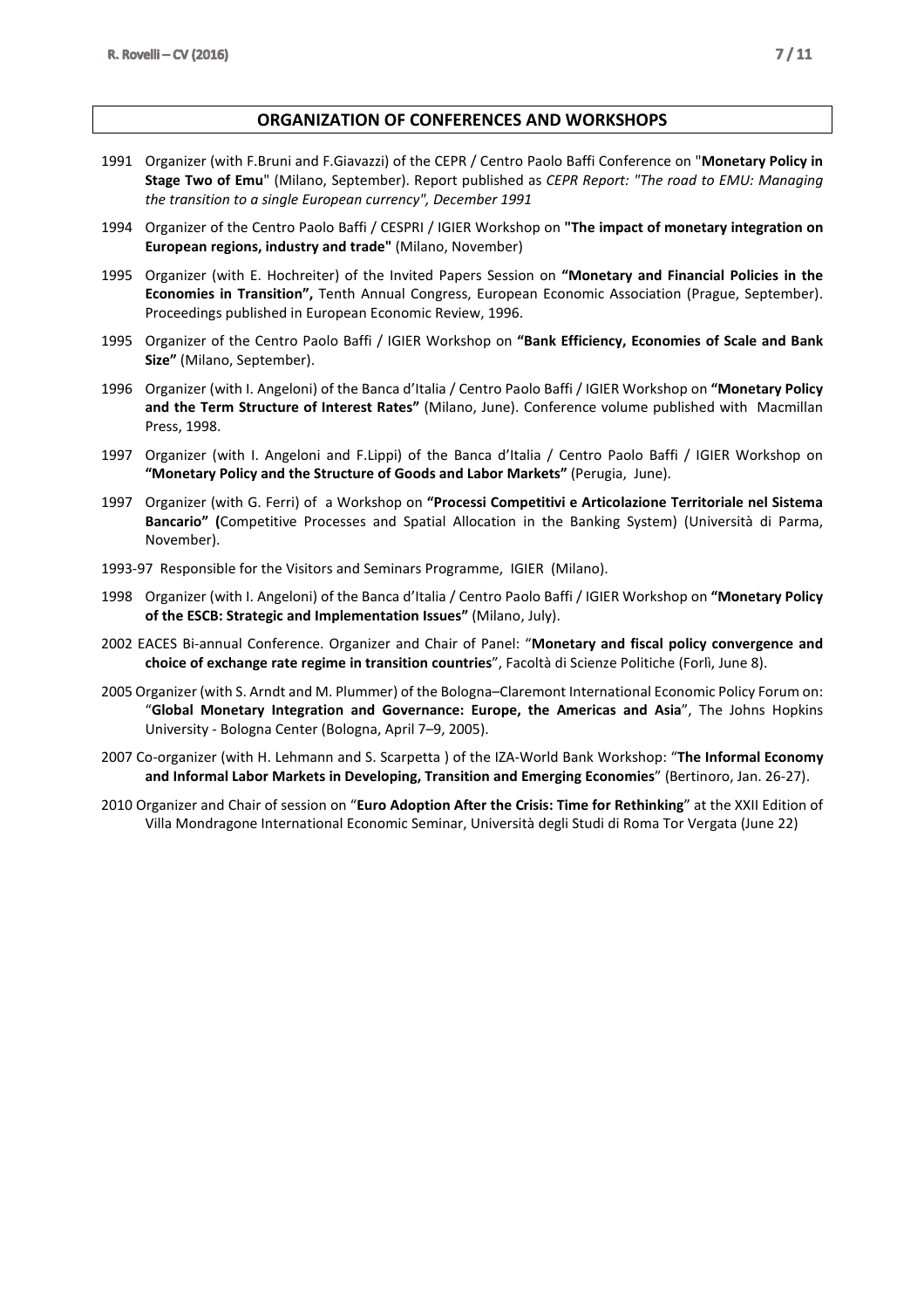## ORGANIZATION OF CONFERENCES AND WORKSHOPS

1991 Organizer (with F.Bruni and F.Giavazzi) of the CEPR / Centro Paolo Baffi Conference on "**Monetary Policy in Stage Two of Emu**" (Milano, September). Report published as *CEPR Report: "The road to EMU: Managing the transition to a single European currency", December 1991*

1994 Organizer of the Centro Paolo Baffi / CESPRI / IGIER Workshop on **"The impact of monetary integration on European regions, industry and trade"** (Milano, November)

1995 Organizer (with E. Hochreiter) of the Invited Papers Session on **"Monetary and Financial Policies in the Economies in Transition",** Tenth Annual Congress, European Economic Association (Prague, September). Proceedings published in European Economic Review, 1996.

1995 Organizer of the Centro Paolo Baffi / IGIER Workshop on **"Bank Efficiency, Economies of Scale and Bank Size"** (Milano, September).

1996 Organizer (with I. Angeloni) of the Banca d'Italia / Centro Paolo Baffi / IGIER Workshop on **"Monetary Policy and the Term Structure of Interest Rates"** (Milano, June). Conference volume published with Macmillan Press, 1998.

1997 Organizer (with I. Angeloni and F.Lippi) of the Banca d'Italia / Centro Paolo Baffi / IGIER Workshop on **"Monetary Policy and the Structure of Goods and Labor Markets"** (Perugia, June).

1997 Organizer (with G. Ferri) of a Workshop on **"Processi Competitivi e Articolazione Territoriale nel Sistema Bancario" (**Competitive Processes and Spatial Allocation in the Banking System) (Università di Parma, November).

1993-97 Responsible for the Visitors and Seminars Programme, IGIER (Milano).

1998 Organizer (with I. Angeloni) of the Banca d'Italia / Centro Paolo Baffi / IGIER Workshop on **"Monetary Policy of the ESCB: Strategic and Implementation Issues"** (Milano, July).

2002 EACES Bi-annual Conference. Organizer and Chair of Panel: "**Monetary and fiscal policy convergence and choice of exchange rate regime in transition countries**", Facoltà di Scienze Politiche (Forlì, June 8).

2005 Organizer (with S. Arndt and M. Plummer) of the Bologna–Claremont International Economic Policy Forum on: "**Global Monetary Integration and Governance: Europe, the Americas and Asia**", The Johns Hopkins University - Bologna Center (Bologna, April 7–9, 2005).

2007 Co-organizer (with H. Lehmann and S. Scarpetta ) of the IZA-World Bank Workshop: "**The Informal Economy and Informal Labor Markets in Developing, Transition and Emerging Economies**" (Bertinoro, Jan. 26-27).

2010 Organizer and Chair of session on "**Euro Adoption After the Crisis: Time for Rethinking**" at the XXII Edition of Villa Mondragone International Economic Seminar, Università degli Studi di Roma Tor Vergata (June 22)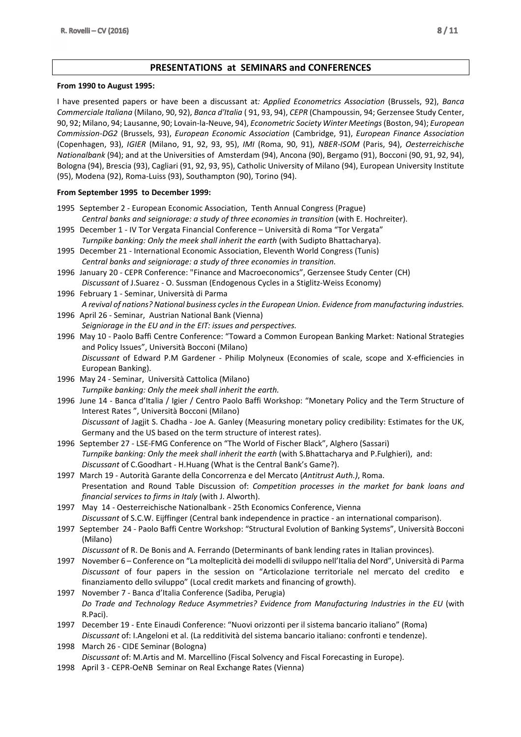## PRESENTATIONS at SEMINARS and CONFERENCES

**From 1990 to August 1995:**

I have presented papers or have been a discussant at*: Applied Econometrics Association* (Brussels, 92), *Banca Commerciale Italiana* (Milano, 90, 92), *Banca d'Italia* ( 91, 93, 94), *CEPR* (Champoussin, 94; Gerzensee Study Center, 90, 92; Milano, 94; Lausanne, 90; Lovain-la-Neuve, 94), *Econometric Society Winter Meetings* (Boston, 94); *European Commission-DG2* (Brussels, 93), *European Economic Association* (Cambridge, 91), *European Finance Association* (Copenhagen, 93), *IGIER* (Milano, 91, 92, 93, 95), *IMI* (Roma, 90, 91), *NBER-ISOM* (Paris, 94), *Oesterreichische Nationalbank* (94); and at the Universities of Amsterdam (94), Ancona (90), Bergamo (91), Bocconi (90, 91, 92, 94), Bologna (94), Brescia (93), Cagliari (91, 92, 93, 95), Catholic University of Milano (94), European University Institute (95), Modena (92), Roma-Luiss (93), Southampton (90), Torino (94).

**From September 1995 to December 1999:**

- 1995 September 2 - European Economic Association, Tenth Annual Congress (Prague)
  *Central banks and seigniorage: a study of three economies in transition* (with E. Hochreiter).
- 1995 December 1 - IV Tor Vergata Financial Conference – Università di Roma "Tor Vergata"
  *Turnpike banking: Only the meek shall inherit the earth* (with Sudipto Bhattacharya).
- 1995 December 21 - International Economic Association, Eleventh World Congress (Tunis)
  *Central banks and seigniorage: a study of three economies in transition.*
- 1996 January 20 - CEPR Conference: "Finance and Macroeconomics", Gerzensee Study Center (CH)
  *Discussant* of J.Suarez - O. Sussman (Endogenous Cycles in a Stiglitz-Weiss Economy)
- 1996 February 1 - Seminar, Università di Parma
  *A revival of nations? National business cycles in the European Union. Evidence from manufacturing industries.*
- 1996 April 26 - Seminar, Austrian National Bank (Vienna)
  *Seigniorage in the EU and in the EIT: issues and perspectives.*
- 1996 May 10 - Paolo Baffi Centre Conference: "Toward a Common European Banking Market: National Strategies and Policy Issues", Università Bocconi (Milano)
  *Discussant* of Edward P.M Gardener - Philip Molyneux (Economies of scale, scope and X-efficiencies in European Banking).
- 1996 May 24 - Seminar, Università Cattolica (Milano)
  *Turnpike banking: Only the meek shall inherit the earth.*
- 1996 June 14 - Banca d'Italia / Igier / Centro Paolo Baffi Workshop: "Monetary Policy and the Term Structure of Interest Rates ", Università Bocconi (Milano)
  *Discussant* of Jagjit S. Chadha - Joe A. Ganley (Measuring monetary policy credibility: Estimates for the UK, Germany and the US based on the term structure of interest rates).
- 1996 September 27 - LSE-FMG Conference on "The World of Fischer Black", Alghero (Sassari)
  *Turnpike banking: Only the meek shall inherit the earth* (with S.Bhattacharya and P.Fulghieri), and: *Discussant* of C.Goodhart - H.Huang (What is the Central Bank's Game?).
- 1997 March 19 - Autorità Garante della Concorrenza e del Mercato (*Antitrust Auth.)*, Roma.
  Presentation and Round Table Discussion of: *Competition processes in the market for bank loans and financial services to firms in Italy* (with J. Alworth).
- 1997 May 14 - Oesterreichische Nationalbank - 25th Economics Conference, Vienna
  *Discussant* of S.C.W. Eijffinger (Central bank independence in practice - an international comparison).
- 1997 September 24 - Paolo Baffi Centre Workshop: "Structural Evolution of Banking Systems", Università Bocconi (Milano)
  *Discussant* of R. De Bonis and A. Ferrando (Determinants of bank lending rates in Italian provinces).
- 1997 November 6 – Conference on "La molteplicità dei modelli di sviluppo nell'Italia del Nord", Università di Parma
  *Discussant* of four papers in the session on "Articolazione territoriale nel mercato del credito e finanziamento dello sviluppo" (Local credit markets and financing of growth).
- 1997 November 7 - Banca d'Italia Conference (Sadiba, Perugia)
  *Do Trade and Technology Reduce Asymmetries? Evidence from Manufacturing Industries in the EU* (with R.Paci).
- 1997 December 19 - Ente Einaudi Conference: "Nuovi orizzonti per il sistema bancario italiano" (Roma)
  *Discussant* of: I.Angeloni et al. (La redditività del sistema bancario italiano: confronti e tendenze).
- 1998 March 26 - CIDE Seminar (Bologna)
  *Discussant* of: M.Artis and M. Marcellino (Fiscal Solvency and Fiscal Forecasting in Europe).
- 1998 April 3 - CEPR-OeNB Seminar on Real Exchange Rates (Vienna)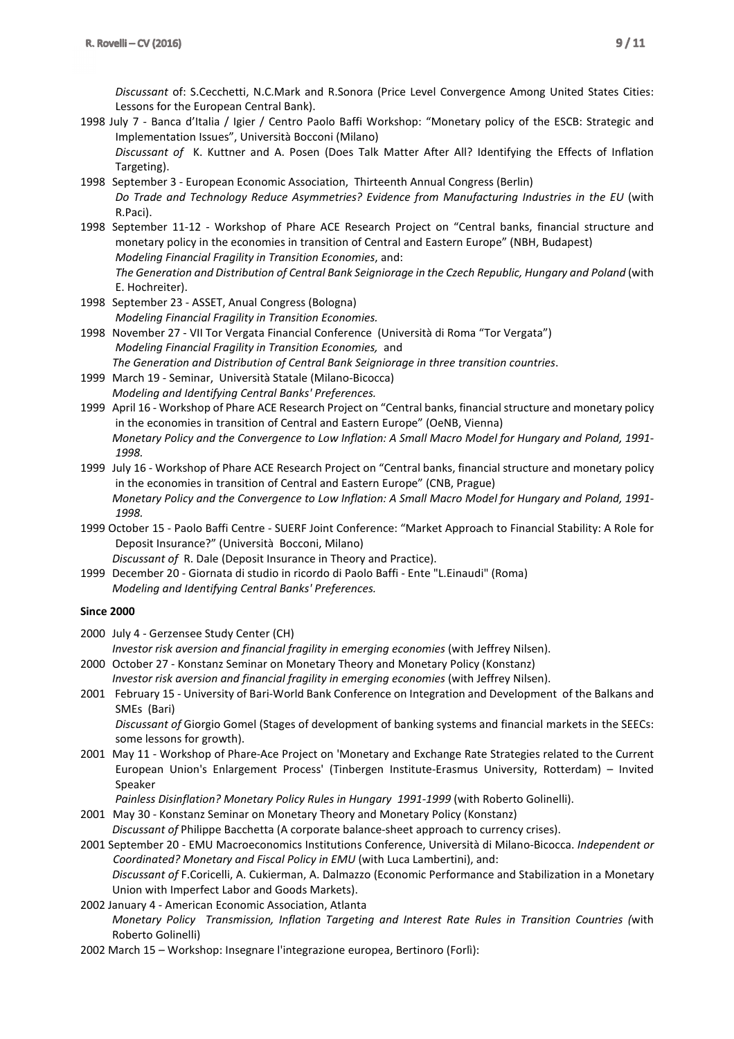*Discussant* of: S.Cecchetti, N.C.Mark and R.Sonora (Price Level Convergence Among United States Cities: Lessons for the European Central Bank).

1998 July 7 - Banca d'Italia / Igier / Centro Paolo Baffi Workshop: "Monetary policy of the ESCB: Strategic and Implementation Issues", Università Bocconi (Milano)
*Discussant of* K. Kuttner and A. Posen (Does Talk Matter After All? Identifying the Effects of Inflation Targeting).

1998 September 3 - European Economic Association, Thirteenth Annual Congress (Berlin)
*Do Trade and Technology Reduce Asymmetries? Evidence from Manufacturing Industries in the EU* (with R.Paci).

1998 September 11-12 - Workshop of Phare ACE Research Project on "Central banks, financial structure and monetary policy in the economies in transition of Central and Eastern Europe" (NBH, Budapest)
*Modeling Financial Fragility in Transition Economies*, and:
*The Generation and Distribution of Central Bank Seigniorage in the Czech Republic, Hungary and Poland* (with E. Hochreiter).

1998 September 23 - ASSET, Anual Congress (Bologna)
*Modeling Financial Fragility in Transition Economies.*

1998 November 27 - VII Tor Vergata Financial Conference (Università di Roma "Tor Vergata")
*Modeling Financial Fragility in Transition Economies,* and
*The Generation and Distribution of Central Bank Seigniorage in three transition countries*.

1999 March 19 - Seminar, Università Statale (Milano-Bicocca)
*Modeling and Identifying Central Banks' Preferences.*

1999 April 16 - Workshop of Phare ACE Research Project on "Central banks, financial structure and monetary policy in the economies in transition of Central and Eastern Europe" (OeNB, Vienna)
*Monetary Policy and the Convergence to Low Inflation: A Small Macro Model for Hungary and Poland, 1991-1998.*

1999 July 16 - Workshop of Phare ACE Research Project on "Central banks, financial structure and monetary policy in the economies in transition of Central and Eastern Europe" (CNB, Prague)
*Monetary Policy and the Convergence to Low Inflation: A Small Macro Model for Hungary and Poland, 1991-1998.*

1999 October 15 - Paolo Baffi Centre - SUERF Joint Conference: "Market Approach to Financial Stability: A Role for Deposit Insurance?" (Università Bocconi, Milano)
*Discussant of* R. Dale (Deposit Insurance in Theory and Practice).

1999 December 20 - Giornata di studio in ricordo di Paolo Baffi - Ente "L.Einaudi" (Roma)
*Modeling and Identifying Central Banks' Preferences.*

**Since 2000**

2000 July 4 - Gerzensee Study Center (CH)
*Investor risk aversion and financial fragility in emerging economies* (with Jeffrey Nilsen).

2000 October 27 - Konstanz Seminar on Monetary Theory and Monetary Policy (Konstanz)
*Investor risk aversion and financial fragility in emerging economies* (with Jeffrey Nilsen).

2001 February 15 - University of Bari-World Bank Conference on Integration and Development of the Balkans and SMEs (Bari)
*Discussant of* Giorgio Gomel (Stages of development of banking systems and financial markets in the SEECs: some lessons for growth).

2001 May 11 - Workshop of Phare-Ace Project on 'Monetary and Exchange Rate Strategies related to the Current European Union's Enlargement Process' (Tinbergen Institute-Erasmus University, Rotterdam) – Invited Speaker
*Painless Disinflation? Monetary Policy Rules in Hungary 1991-1999* (with Roberto Golinelli).

2001 May 30 - Konstanz Seminar on Monetary Theory and Monetary Policy (Konstanz)
*Discussant of* Philippe Bacchetta (A corporate balance-sheet approach to currency crises).

2001 September 20 - EMU Macroeconomics Institutions Conference, Università di Milano-Bicocca. *Independent or Coordinated? Monetary and Fiscal Policy in EMU* (with Luca Lambertini), and:
*Discussant of* F.Coricelli, A. Cukierman, A. Dalmazzo (Economic Performance and Stabilization in a Monetary Union with Imperfect Labor and Goods Markets).

2002 January 4 - American Economic Association, Atlanta
*Monetary Policy Transmission, Inflation Targeting and Interest Rate Rules in Transition Countries (*with Roberto Golinelli)

2002 March 15 – Workshop: Insegnare l'integrazione europea, Bertinoro (Forlì):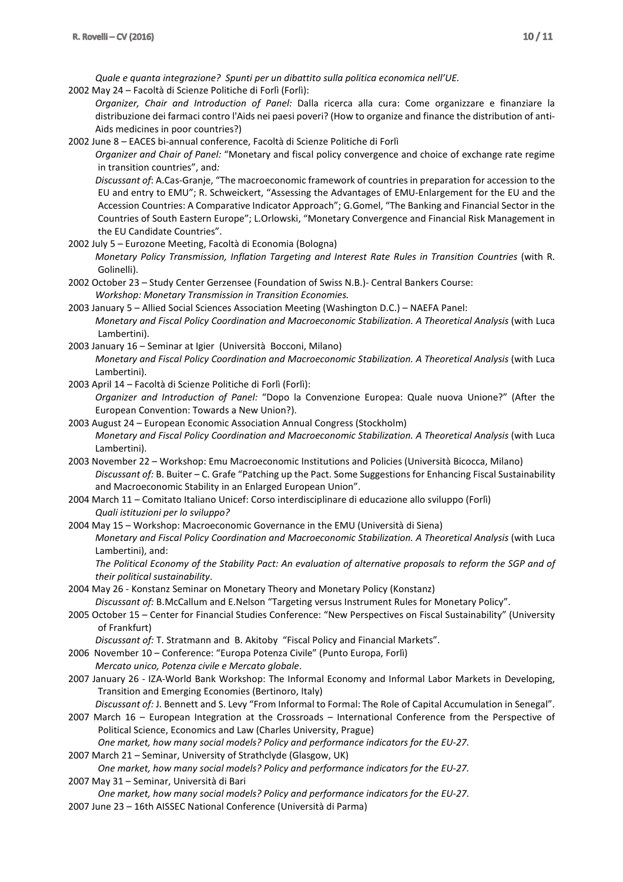*Quale e quanta integrazione? Spunti per un dibattito sulla politica economica nell'UE.*

2002 May 24 – Facoltà di Scienze Politiche di Forlì (Forlì):
*Organizer, Chair and Introduction of Panel:* Dalla ricerca alla cura: Come organizzare e finanziare la distribuzione dei farmaci contro l'Aids nei paesi poveri? (How to organize and finance the distribution of anti-Aids medicines in poor countries?)

2002 June 8 – EACES bi-annual conference, Facoltà di Scienze Politiche di Forlì
*Organizer and Chair of Panel:* "Monetary and fiscal policy convergence and choice of exchange rate regime in transition countries", and*:*
*Discussant of*: A.Cas-Granje, "The macroeconomic framework of countries in preparation for accession to the EU and entry to EMU"; R. Schweickert, "Assessing the Advantages of EMU-Enlargement for the EU and the Accession Countries: A Comparative Indicator Approach"; G.Gomel, "The Banking and Financial Sector in the Countries of South Eastern Europe"; L.Orlowski, "Monetary Convergence and Financial Risk Management in the EU Candidate Countries".

2002 July 5 – Eurozone Meeting, Facoltà di Economia (Bologna)
*Monetary Policy Transmission, Inflation Targeting and Interest Rate Rules in Transition Countries* (with R. Golinelli).

2002 October 23 – Study Center Gerzensee (Foundation of Swiss N.B.)- Central Bankers Course:
*Workshop: Monetary Transmission in Transition Economies.*

2003 January 5 – Allied Social Sciences Association Meeting (Washington D.C.) – NAEFA Panel:
*Monetary and Fiscal Policy Coordination and Macroeconomic Stabilization. A Theoretical Analysis* (with Luca Lambertini).

2003 January 16 – Seminar at Igier (Università Bocconi, Milano)
*Monetary and Fiscal Policy Coordination and Macroeconomic Stabilization. A Theoretical Analysis* (with Luca Lambertini).

2003 April 14 – Facoltà di Scienze Politiche di Forlì (Forlì):
*Organizer and Introduction of Panel:* "Dopo la Convenzione Europea: Quale nuova Unione?" (After the European Convention: Towards a New Union?).

2003 August 24 – European Economic Association Annual Congress (Stockholm)
*Monetary and Fiscal Policy Coordination and Macroeconomic Stabilization. A Theoretical Analysis* (with Luca Lambertini).

2003 November 22 – Workshop: Emu Macroeconomic Institutions and Policies (Università Bicocca, Milano)
*Discussant of:* B. Buiter – C. Grafe "Patching up the Pact. Some Suggestions for Enhancing Fiscal Sustainability and Macroeconomic Stability in an Enlarged European Union".

2004 March 11 – Comitato Italiano Unicef: Corso interdisciplinare di educazione allo sviluppo (Forlì)
*Quali istituzioni per lo sviluppo?*

2004 May 15 – Workshop: Macroeconomic Governance in the EMU (Università di Siena)
*Monetary and Fiscal Policy Coordination and Macroeconomic Stabilization. A Theoretical Analysis* (with Luca Lambertini), and:
*The Political Economy of the Stability Pact: An evaluation of alternative proposals to reform the SGP and of their political sustainability*.

2004 May 26 - Konstanz Seminar on Monetary Theory and Monetary Policy (Konstanz)
*Discussant of:* B.McCallum and E.Nelson "Targeting versus Instrument Rules for Monetary Policy".

2005 October 15 – Center for Financial Studies Conference: "New Perspectives on Fiscal Sustainability" (University of Frankfurt)
*Discussant of:* T. Stratmann and B. Akitoby "Fiscal Policy and Financial Markets".

2006 November 10 – Conference: "Europa Potenza Civile" (Punto Europa, Forlì)
*Mercato unico, Potenza civile e Mercato globale*.

2007 January 26 - IZA-World Bank Workshop: The Informal Economy and Informal Labor Markets in Developing, Transition and Emerging Economies (Bertinoro, Italy)
*Discussant of:* J. Bennett and S. Levy "From Informal to Formal: The Role of Capital Accumulation in Senegal".

2007 March 16 – European Integration at the Crossroads – International Conference from the Perspective of Political Science, Economics and Law (Charles University, Prague)
*One market, how many social models? Policy and performance indicators for the EU-27.*

2007 March 21 – Seminar, University of Strathclyde (Glasgow, UK)
*One market, how many social models? Policy and performance indicators for the EU-27.*

2007 May 31 – Seminar, Università di Bari
*One market, how many social models? Policy and performance indicators for the EU-27.*

2007 June 23 – 16th AISSEC National Conference (Università di Parma)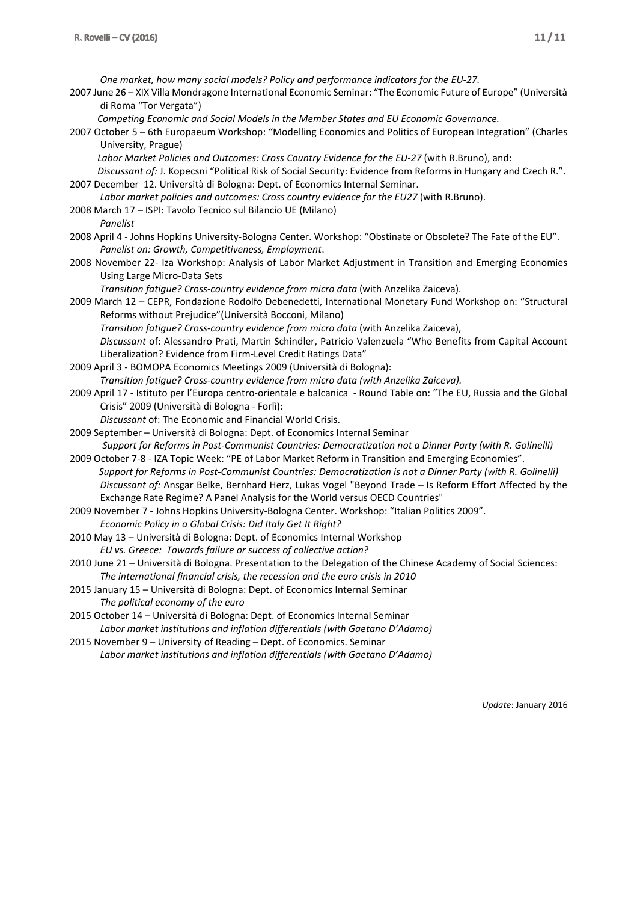*One market, how many social models? Policy and performance indicators for the EU-27.*

2007 June 26 – XIX Villa Mondragone International Economic Seminar: "The Economic Future of Europe" (Università di Roma "Tor Vergata")

*Competing Economic and Social Models in the Member States and EU Economic Governance.*

2007 October 5 – 6th Europaeum Workshop: "Modelling Economics and Politics of European Integration" (Charles University, Prague)

*Labor Market Policies and Outcomes: Cross Country Evidence for the EU-27* (with R.Bruno), and:

*Discussant of:* J. Kopecsni "Political Risk of Social Security: Evidence from Reforms in Hungary and Czech R.".

2007 December 12. Università di Bologna: Dept. of Economics Internal Seminar.

*Labor market policies and outcomes: Cross country evidence for the EU27* (with R.Bruno).

2008 March 17 – ISPI: Tavolo Tecnico sul Bilancio UE (Milano)

*Panelist*

2008 April 4 - Johns Hopkins University-Bologna Center. Workshop: "Obstinate or Obsolete? The Fate of the EU".

*Panelist on: Growth, Competitiveness, Employment*.

2008 November 22- Iza Workshop: Analysis of Labor Market Adjustment in Transition and Emerging Economies Using Large Micro-Data Sets

*Transition fatigue? Cross-country evidence from micro data* (with Anzelika Zaiceva).

2009 March 12 – CEPR, Fondazione Rodolfo Debenedetti, International Monetary Fund Workshop on: "Structural Reforms without Prejudice"(Università Bocconi, Milano)

*Transition fatigue? Cross-country evidence from micro data* (with Anzelika Zaiceva),

*Discussant* of: Alessandro Prati, Martin Schindler, Patricio Valenzuela "Who Benefits from Capital Account Liberalization? Evidence from Firm-Level Credit Ratings Data"

2009 April 3 - BOMOPA Economics Meetings 2009 (Università di Bologna):

*Transition fatigue? Cross-country evidence from micro data (with Anzelika Zaiceva).*

2009 April 17 - Istituto per l'Europa centro-orientale e balcanica - Round Table on: "The EU, Russia and the Global Crisis" 2009 (Università di Bologna - Forlì):

*Discussant* of: The Economic and Financial World Crisis.

2009 September – Università di Bologna: Dept. of Economics Internal Seminar

*Support for Reforms in Post-Communist Countries: Democratization not a Dinner Party (with R. Golinelli)*

2009 October 7-8 - IZA Topic Week: "PE of Labor Market Reform in Transition and Emerging Economies".

*Support for Reforms in Post-Communist Countries: Democratization is not a Dinner Party (with R. Golinelli)*

*Discussant of:* Ansgar Belke, Bernhard Herz, Lukas Vogel "Beyond Trade – Is Reform Effort Affected by the Exchange Rate Regime? A Panel Analysis for the World versus OECD Countries"

2009 November 7 - Johns Hopkins University-Bologna Center. Workshop: "Italian Politics 2009".

*Economic Policy in a Global Crisis: Did Italy Get It Right?*

2010 May 13 – Università di Bologna: Dept. of Economics Internal Workshop

*EU vs. Greece: Towards failure or success of collective action?*

2010 June 21 – Università di Bologna. Presentation to the Delegation of the Chinese Academy of Social Sciences:

*The international financial crisis, the recession and the euro crisis in 2010*

2015 January 15 – Università di Bologna: Dept. of Economics Internal Seminar

*The political economy of the euro*

2015 October 14 – Università di Bologna: Dept. of Economics Internal Seminar

*Labor market institutions and inflation differentials (with Gaetano D'Adamo)*

2015 November 9 – University of Reading – Dept. of Economics. Seminar

*Labor market institutions and inflation differentials (with Gaetano D'Adamo)*

*Update*: January 2016